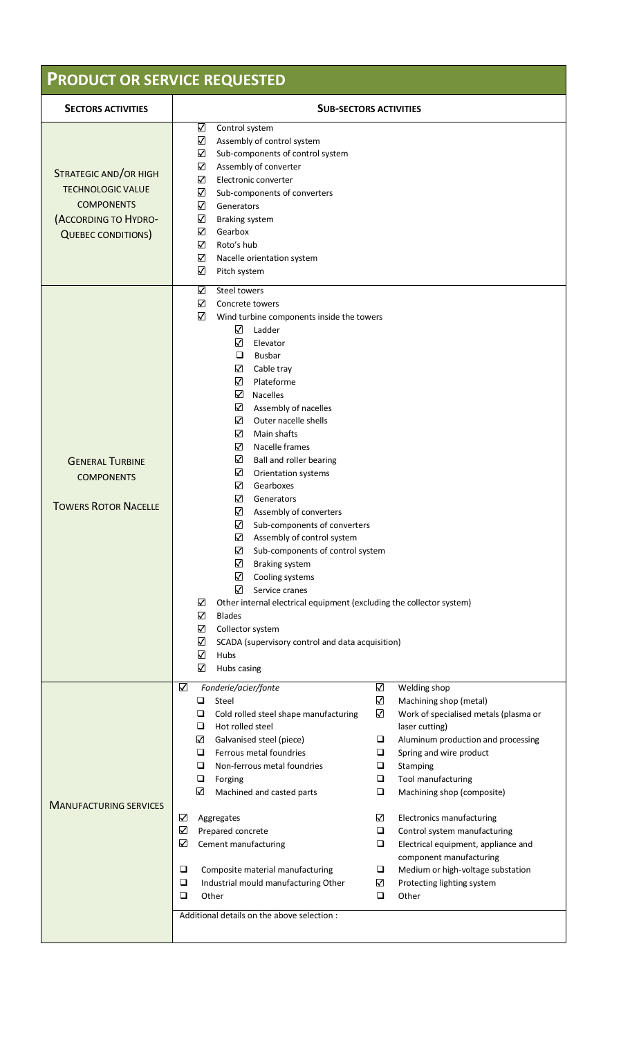# PRODUCT OR SERVICE REQUESTED

| SECTORS ACTIVITIES | SUB-SECTORS ACTIVITIES |
|---|---|
| STRATEGIC AND/OR HIGH TECHNOLOGIC VALUE COMPONENTS (ACCORDING TO HYDRO-QUEBEC CONDITIONS) | ☑ Control system<br>☑ Assembly of control system<br>☑ Sub-components of control system<br>☑ Assembly of converter<br>☑ Electronic converter<br>☑ Sub-components of converters<br>☑ Generators<br>☑ Braking system<br>☑ Gearbox<br>☑ Roto's hub<br>☑ Nacelle orientation system<br>☑ Pitch system |
| GENERAL TURBINE COMPONENTS<br><br>TOWERS ROTOR NACELLE | ☑ Steel towers<br>☑ Concrete towers<br>☑ Wind turbine components inside the towers<br>&nbsp;&nbsp;&nbsp;&nbsp;☑ Ladder<br>&nbsp;&nbsp;&nbsp;&nbsp;☑ Elevator<br>&nbsp;&nbsp;&nbsp;&nbsp;❑ Busbar<br>&nbsp;&nbsp;&nbsp;&nbsp;☑ Cable tray<br>&nbsp;&nbsp;&nbsp;&nbsp;☑ Plateforme<br>&nbsp;&nbsp;&nbsp;&nbsp;☑ Nacelles<br>&nbsp;&nbsp;&nbsp;&nbsp;☑ Assembly of nacelles<br>&nbsp;&nbsp;&nbsp;&nbsp;☑ Outer nacelle shells<br>&nbsp;&nbsp;&nbsp;&nbsp;☑ Main shafts<br>&nbsp;&nbsp;&nbsp;&nbsp;☑ Nacelle frames<br>&nbsp;&nbsp;&nbsp;&nbsp;☑ Ball and roller bearing<br>&nbsp;&nbsp;&nbsp;&nbsp;☑ Orientation systems<br>&nbsp;&nbsp;&nbsp;&nbsp;☑ Gearboxes<br>&nbsp;&nbsp;&nbsp;&nbsp;☑ Generators<br>&nbsp;&nbsp;&nbsp;&nbsp;☑ Assembly of converters<br>&nbsp;&nbsp;&nbsp;&nbsp;☑ Sub-components of converters<br>&nbsp;&nbsp;&nbsp;&nbsp;☑ Assembly of control system<br>&nbsp;&nbsp;&nbsp;&nbsp;☑ Sub-components of control system<br>&nbsp;&nbsp;&nbsp;&nbsp;☑ Braking system<br>&nbsp;&nbsp;&nbsp;&nbsp;☑ Cooling systems<br>&nbsp;&nbsp;&nbsp;&nbsp;☑ Service cranes<br>☑ Other internal electrical equipment (excluding the collector system)<br>☑ Blades<br>☑ Collector system<br>☑ SCADA (supervisory control and data acquisition)<br>☑ Hubs<br>☑ Hubs casing |
| MANUFACTURING SERVICES | ☑ *Fonderie/acier/fonte*<br>&nbsp;&nbsp;&nbsp;&nbsp;❑ Steel<br>&nbsp;&nbsp;&nbsp;&nbsp;❑ Cold rolled steel shape manufacturing<br>&nbsp;&nbsp;&nbsp;&nbsp;❑ Hot rolled steel<br>&nbsp;&nbsp;&nbsp;&nbsp;☑ Galvanised steel (piece)<br>&nbsp;&nbsp;&nbsp;&nbsp;❑ Ferrous metal foundries<br>&nbsp;&nbsp;&nbsp;&nbsp;❑ Non-ferrous metal foundries<br>&nbsp;&nbsp;&nbsp;&nbsp;❑ Forging<br>&nbsp;&nbsp;&nbsp;&nbsp;☑ Machined and casted parts<br><br>☑ Aggregates<br>☑ Prepared concrete<br>☑ Cement manufacturing<br><br>❑ Composite material manufacturing<br>❑ Industrial mould manufacturing Other<br>❑ Other<br><br>☑ Welding shop<br>☑ Machining shop (metal)<br>☑ Work of specialised metals (plasma or laser cutting)<br>❑ Aluminum production and processing<br>❑ Spring and wire product<br>❑ Stamping<br>❑ Tool manufacturing<br>❑ Machining shop (composite)<br><br>☑ Electronics manufacturing<br>❑ Control system manufacturing<br>❑ Electrical equipment, appliance and component manufacturing<br>❑ Medium or high-voltage substation<br>☑ Protecting lighting system<br>❑ Other<br><br>Additional details on the above selection : |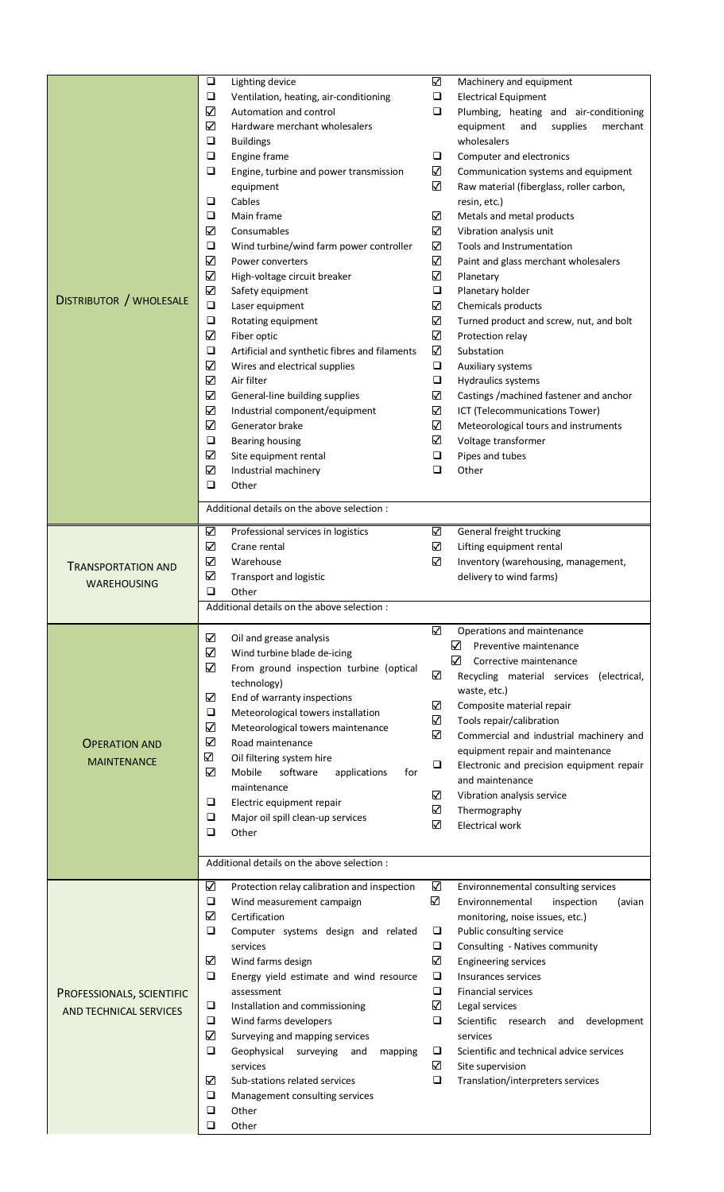| Category | Services / Products |
| --- | --- |
| **DISTRIBUTOR / WHOLESALE** | ❑ Lighting device<br>❑ Ventilation, heating, air-conditioning<br>☑ Automation and control<br>☑ Hardware merchant wholesalers<br>❑ Buildings<br>❑ Engine frame<br>❑ Engine, turbine and power transmission equipment<br>❑ Cables<br>❑ Main frame<br>☑ Consumables<br>❑ Wind turbine/wind farm power controller<br>☑ Power converters<br>☑ High-voltage circuit breaker<br>☑ Safety equipment<br>❑ Laser equipment<br>❑ Rotating equipment<br>☑ Fiber optic<br>❑ Artificial and synthetic fibres and filaments<br>☑ Wires and electrical supplies<br>☑ Air filter<br>☑ General-line building supplies<br>☑ Industrial component/equipment<br>☑ Generator brake<br>❑ Bearing housing<br>☑ Site equipment rental<br>☑ Industrial machinery<br>❑ Other<br>☑ Machinery and equipment<br>❑ Electrical Equipment<br>❑ Plumbing, heating and air-conditioning equipment and supplies merchant wholesalers<br>❑ Computer and electronics<br>☑ Communication systems and equipment<br>☑ Raw material (fiberglass, roller carbon, resin, etc.)<br>☑ Metals and metal products<br>☑ Vibration analysis unit<br>☑ Tools and Instrumentation<br>☑ Paint and glass merchant wholesalers<br>☑ Planetary<br>❑ Planetary holder<br>☑ Chemicals products<br>☑ Turned product and screw, nut, and bolt<br>☑ Protection relay<br>☑ Substation<br>❑ Auxiliary systems<br>❑ Hydraulics systems<br>☑ Castings /machined fastener and anchor<br>☑ ICT (Telecommunications Tower)<br>☑ Meteorological tours and instruments<br>☑ Voltage transformer<br>❑ Pipes and tubes<br>❑ Other<br><br>Additional details on the above selection : |
| **TRANSPORTATION AND WAREHOUSING** | ☑ Professional services in logistics<br>☑ Crane rental<br>☑ Warehouse<br>☑ Transport and logistic<br>❑ Other<br>☑ General freight trucking<br>☑ Lifting equipment rental<br>☑ Inventory (warehousing, management, delivery to wind farms)<br><br>Additional details on the above selection : |
| **OPERATION AND MAINTENANCE** | ☑ Oil and grease analysis<br>☑ Wind turbine blade de-icing<br>☑ From ground inspection turbine (optical technology)<br>☑ End of warranty inspections<br>❑ Meteorological towers installation<br>☑ Meteorological towers maintenance<br>☑ Road maintenance<br>☑ Oil filtering system hire<br>☑ Mobile software applications for maintenance<br>❑ Electric equipment repair<br>❑ Major oil spill clean-up services<br>❑ Other<br>☑ Operations and maintenance<br>&nbsp;&nbsp;☑ Preventive maintenance<br>&nbsp;&nbsp;☑ Corrective maintenance<br>☑ Recycling material services (electrical, waste, etc.)<br>☑ Composite material repair<br>☑ Tools repair/calibration<br>☑ Commercial and industrial machinery and equipment repair and maintenance<br>❑ Electronic and precision equipment repair and maintenance<br>☑ Vibration analysis service<br>☑ Thermography<br>☑ Electrical work<br><br>Additional details on the above selection : |
| **PROFESSIONALS, SCIENTIFIC AND TECHNICAL SERVICES** | ☑ Protection relay calibration and inspection<br>❑ Wind measurement campaign<br>☑ Certification<br>❑ Computer systems design and related services<br>☑ Wind farms design<br>❑ Energy yield estimate and wind resource assessment<br>❑ Installation and commissioning<br>❑ Wind farms developers<br>☑ Surveying and mapping services<br>❑ Geophysical surveying and mapping services<br>☑ Sub-stations related services<br>❑ Management consulting services<br>❑ Other<br>❑ Other<br>☑ Environnemental consulting services<br>☑ Environnemental inspection (avian monitoring, noise issues, etc.)<br>❑ Public consulting service<br>❑ Consulting - Natives community<br>☑ Engineering services<br>❑ Insurances services<br>❑ Financial services<br>☑ Legal services<br>❑ Scientific research and development services<br>❑ Scientific and technical advice services<br>☑ Site supervision<br>❑ Translation/interpreters services |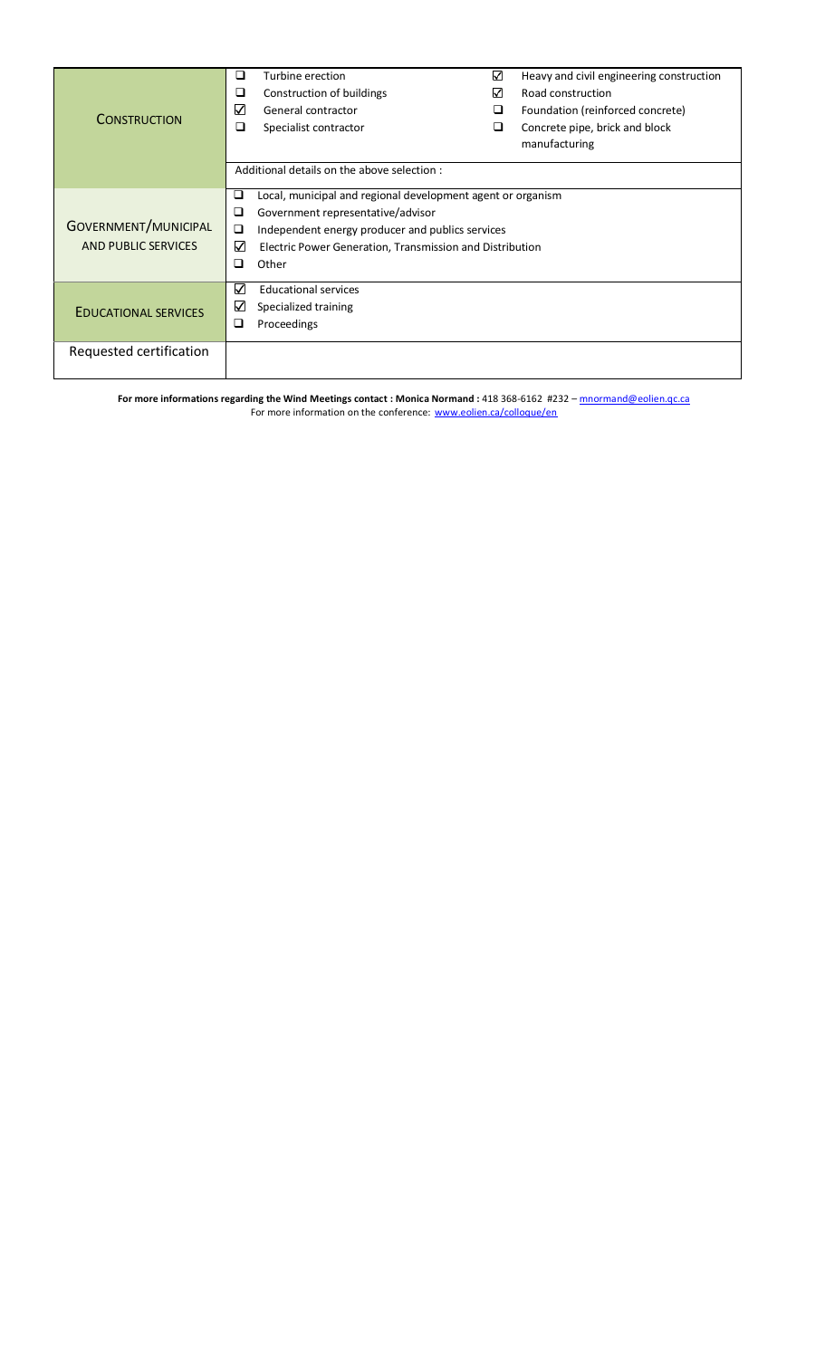| | | |
|---|---|---|
| CONSTRUCTION | ❑ Turbine erection<br>❑ Construction of buildings<br>☑ General contractor<br>❑ Specialist contractor | ☑ Heavy and civil engineering construction<br>☑ Road construction<br>❑ Foundation (reinforced concrete)<br>❑ Concrete pipe, brick and block manufacturing |
| | Additional details on the above selection : | |
| GOVERNMENT/MUNICIPAL AND PUBLIC SERVICES | ❑ Local, municipal and regional development agent or organism<br>❑ Government representative/advisor<br>❑ Independent energy producer and publics services<br>☑ Electric Power Generation, Transmission and Distribution<br>❑ Other | |
| EDUCATIONAL SERVICES | ☑ Educational services<br>☑ Specialized training<br>❑ Proceedings | |
| Requested certification | | |

**For more informations regarding the Wind Meetings contact : Monica Normand :** 418 368-6162 #232 – mnormand@eolien.qc.ca

For more information on the conference: www.eolien.ca/colloque/en